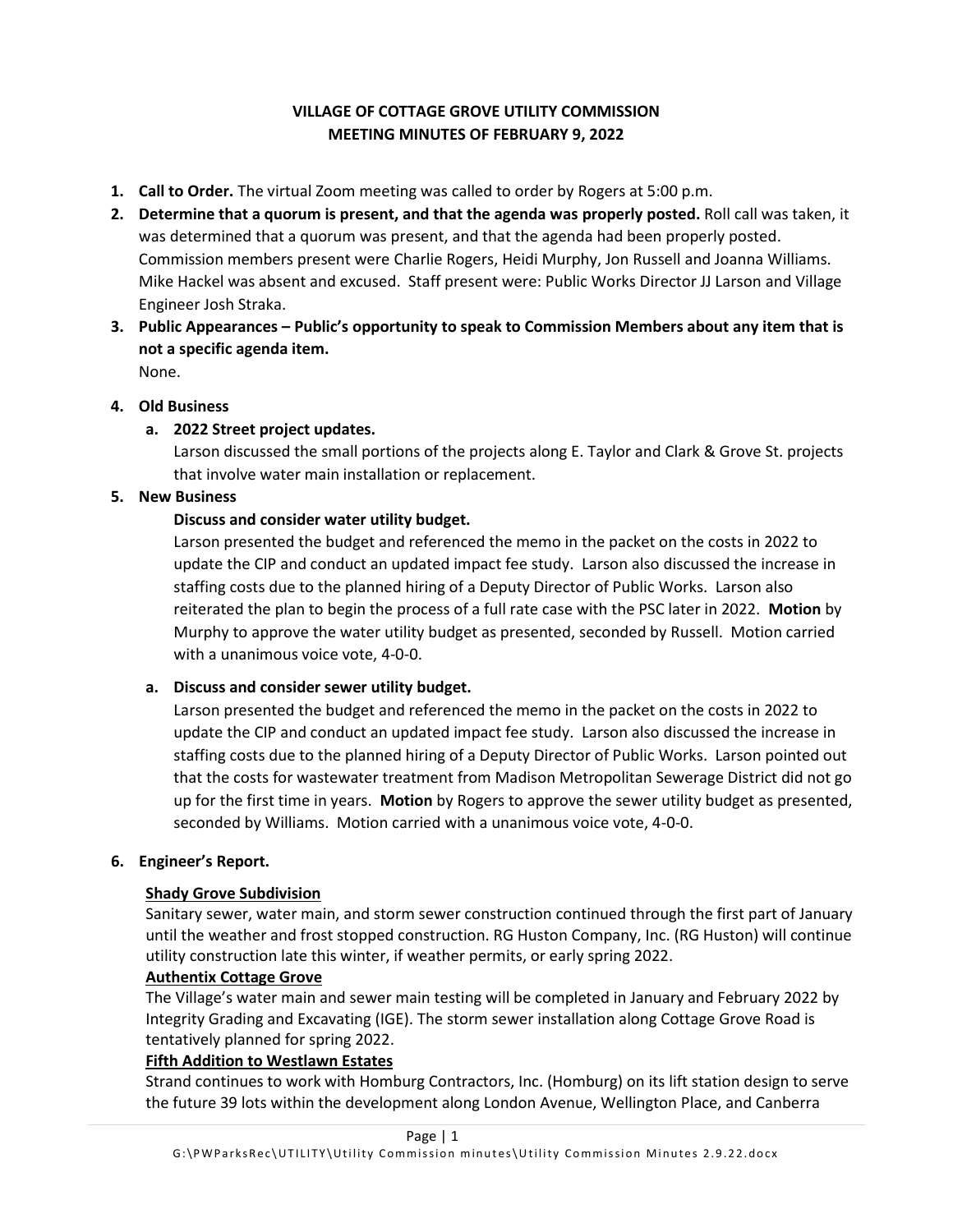# VILLAGE OF COTTAGE GROVE UTILITY COMMISSION
# MEETING MINUTES OF FEBRUARY 9, 2022

1. **Call to Order.** The virtual Zoom meeting was called to order by Rogers at 5:00 p.m.
2. **Determine that a quorum is present, and that the agenda was properly posted.** Roll call was taken, it was determined that a quorum was present, and that the agenda had been properly posted. Commission members present were Charlie Rogers, Heidi Murphy, Jon Russell and Joanna Williams. Mike Hackel was absent and excused. Staff present were: Public Works Director JJ Larson and Village Engineer Josh Straka.
3. **Public Appearances – Public's opportunity to speak to Commission Members about any item that is not a specific agenda item.**
   None.
4. **Old Business**
   a. **2022 Street project updates.**
      Larson discussed the small portions of the projects along E. Taylor and Clark & Grove St. projects that involve water main installation or replacement.
5. **New Business**
   **Discuss and consider water utility budget.**
   Larson presented the budget and referenced the memo in the packet on the costs in 2022 to update the CIP and conduct an updated impact fee study. Larson also discussed the increase in staffing costs due to the planned hiring of a Deputy Director of Public Works. Larson also reiterated the plan to begin the process of a full rate case with the PSC later in 2022. **Motion** by Murphy to approve the water utility budget as presented, seconded by Russell. Motion carried with a unanimous voice vote, 4-0-0.

   a. **Discuss and consider sewer utility budget.**
      Larson presented the budget and referenced the memo in the packet on the costs in 2022 to update the CIP and conduct an updated impact fee study. Larson also discussed the increase in staffing costs due to the planned hiring of a Deputy Director of Public Works. Larson pointed out that the costs for wastewater treatment from Madison Metropolitan Sewerage District did not go up for the first time in years. **Motion** by Rogers to approve the sewer utility budget as presented, seconded by Williams. Motion carried with a unanimous voice vote, 4-0-0.

6. **Engineer's Report.**

   **Shady Grove Subdivision**
   Sanitary sewer, water main, and storm sewer construction continued through the first part of January until the weather and frost stopped construction. RG Huston Company, Inc. (RG Huston) will continue utility construction late this winter, if weather permits, or early spring 2022.

   **Authentix Cottage Grove**
   The Village's water main and sewer main testing will be completed in January and February 2022 by Integrity Grading and Excavating (IGE). The storm sewer installation along Cottage Grove Road is tentatively planned for spring 2022.

   **Fifth Addition to Westlawn Estates**
   Strand continues to work with Homburg Contractors, Inc. (Homburg) on its lift station design to serve the future 39 lots within the development along London Avenue, Wellington Place, and Canberra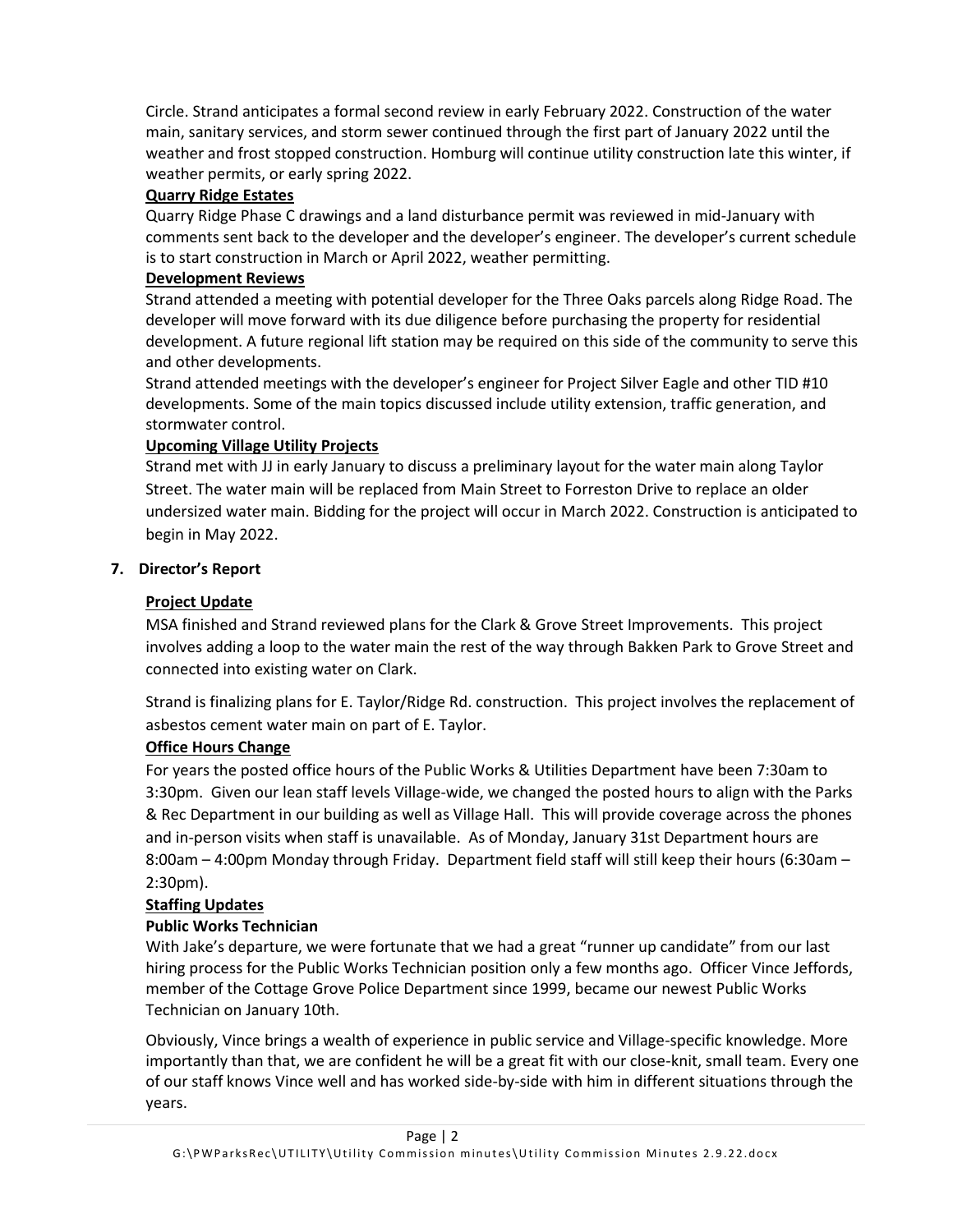Circle. Strand anticipates a formal second review in early February 2022. Construction of the water main, sanitary services, and storm sewer continued through the first part of January 2022 until the weather and frost stopped construction. Homburg will continue utility construction late this winter, if weather permits, or early spring 2022.

**Quarry Ridge Estates**

Quarry Ridge Phase C drawings and a land disturbance permit was reviewed in mid-January with comments sent back to the developer and the developer's engineer. The developer's current schedule is to start construction in March or April 2022, weather permitting.

**Development Reviews**

Strand attended a meeting with potential developer for the Three Oaks parcels along Ridge Road. The developer will move forward with its due diligence before purchasing the property for residential development. A future regional lift station may be required on this side of the community to serve this and other developments.

Strand attended meetings with the developer's engineer for Project Silver Eagle and other TID #10 developments. Some of the main topics discussed include utility extension, traffic generation, and stormwater control.

**Upcoming Village Utility Projects**

Strand met with JJ in early January to discuss a preliminary layout for the water main along Taylor Street. The water main will be replaced from Main Street to Forreston Drive to replace an older undersized water main. Bidding for the project will occur in March 2022. Construction is anticipated to begin in May 2022.

**7. Director's Report**

**Project Update**

MSA finished and Strand reviewed plans for the Clark & Grove Street Improvements. This project involves adding a loop to the water main the rest of the way through Bakken Park to Grove Street and connected into existing water on Clark.

Strand is finalizing plans for E. Taylor/Ridge Rd. construction. This project involves the replacement of asbestos cement water main on part of E. Taylor.

**Office Hours Change**

For years the posted office hours of the Public Works & Utilities Department have been 7:30am to 3:30pm. Given our lean staff levels Village-wide, we changed the posted hours to align with the Parks & Rec Department in our building as well as Village Hall. This will provide coverage across the phones and in-person visits when staff is unavailable. As of Monday, January 31st Department hours are 8:00am – 4:00pm Monday through Friday. Department field staff will still keep their hours (6:30am – 2:30pm).

**Staffing Updates**

**Public Works Technician**

With Jake's departure, we were fortunate that we had a great "runner up candidate" from our last hiring process for the Public Works Technician position only a few months ago. Officer Vince Jeffords, member of the Cottage Grove Police Department since 1999, became our newest Public Works Technician on January 10th.

Obviously, Vince brings a wealth of experience in public service and Village-specific knowledge. More importantly than that, we are confident he will be a great fit with our close-knit, small team. Every one of our staff knows Vince well and has worked side-by-side with him in different situations through the years.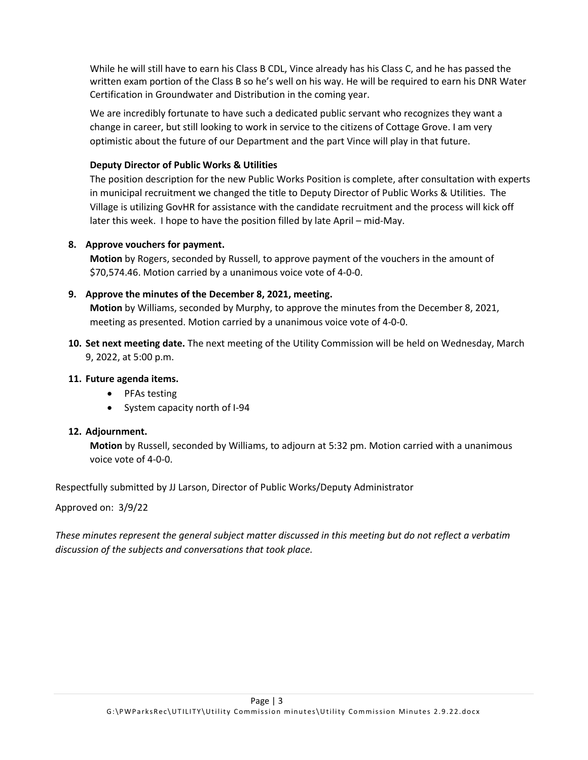While he will still have to earn his Class B CDL, Vince already has his Class C, and he has passed the written exam portion of the Class B so he's well on his way. He will be required to earn his DNR Water Certification in Groundwater and Distribution in the coming year.

We are incredibly fortunate to have such a dedicated public servant who recognizes they want a change in career, but still looking to work in service to the citizens of Cottage Grove. I am very optimistic about the future of our Department and the part Vince will play in that future.

**Deputy Director of Public Works & Utilities**

The position description for the new Public Works Position is complete, after consultation with experts in municipal recruitment we changed the title to Deputy Director of Public Works & Utilities. The Village is utilizing GovHR for assistance with the candidate recruitment and the process will kick off later this week. I hope to have the position filled by late April – mid-May.

**8. Approve vouchers for payment.**

**Motion** by Rogers, seconded by Russell, to approve payment of the vouchers in the amount of $70,574.46. Motion carried by a unanimous voice vote of 4-0-0.

**9. Approve the minutes of the December 8, 2021, meeting.**

**Motion** by Williams, seconded by Murphy, to approve the minutes from the December 8, 2021, meeting as presented. Motion carried by a unanimous voice vote of 4-0-0.

**10. Set next meeting date.** The next meeting of the Utility Commission will be held on Wednesday, March 9, 2022, at 5:00 p.m.

**11. Future agenda items.**

- PFAs testing
- System capacity north of I-94

**12. Adjournment.**

**Motion** by Russell, seconded by Williams, to adjourn at 5:32 pm. Motion carried with a unanimous voice vote of 4-0-0.

Respectfully submitted by JJ Larson, Director of Public Works/Deputy Administrator

Approved on: 3/9/22

*These minutes represent the general subject matter discussed in this meeting but do not reflect a verbatim discussion of the subjects and conversations that took place.*